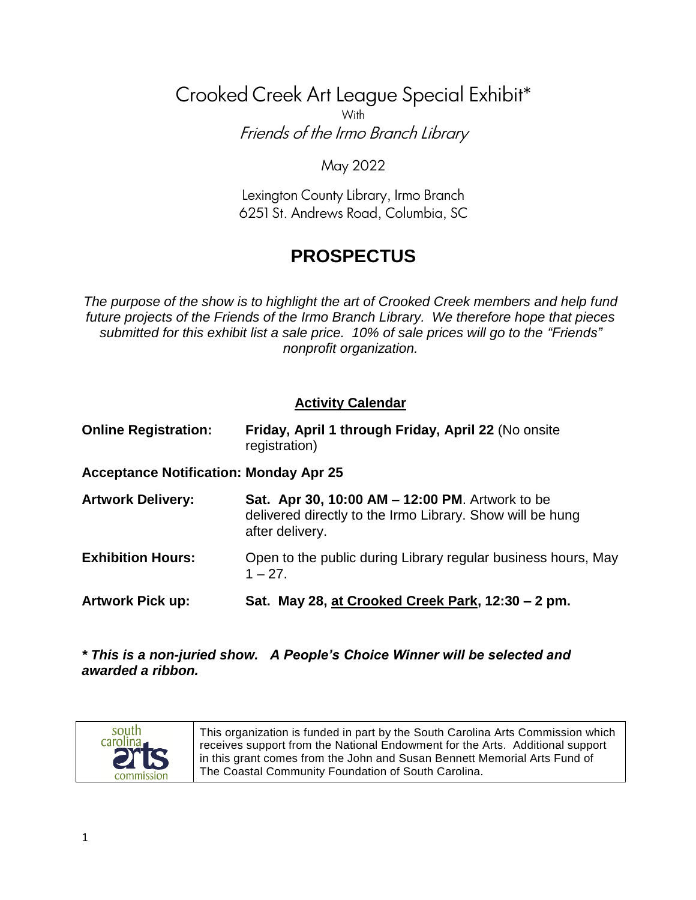# Crooked Creek Art League Special Exhibit*

With

*Friends of the Irmo Branch Library*

May 2022

Lexington County Library, Irmo Branch
6251 St. Andrews Road, Columbia, SC

## PROSPECTUS

*The purpose of the show is to highlight the art of Crooked Creek members and help fund future projects of the Friends of the Irmo Branch Library. We therefore hope that pieces submitted for this exhibit list a sale price. 10% of sale prices will go to the "Friends" nonprofit organization.*

### Activity Calendar

**Online Registration:** **Friday, April 1 through Friday, April 22** (No onsite registration)

**Acceptance Notification: Monday Apr 25**

**Artwork Delivery:** **Sat. Apr 30, 10:00 AM – 12:00 PM**. Artwork to be delivered directly to the Irmo Library. Show will be hung after delivery.

**Exhibition Hours:** Open to the public during Library regular business hours, May 1 – 27.

**Artwork Pick up:** **Sat. May 28, at Crooked Creek Park, 12:30 – 2 pm.**

***\* This is a non-juried show. A People's Choice Winner will be selected and awarded a ribbon.***

| south carolina arts commission | This organization is funded in part by the South Carolina Arts Commission which receives support from the National Endowment for the Arts. Additional support in this grant comes from the John and Susan Bennett Memorial Arts Fund of The Coastal Community Foundation of South Carolina. |
|---|---|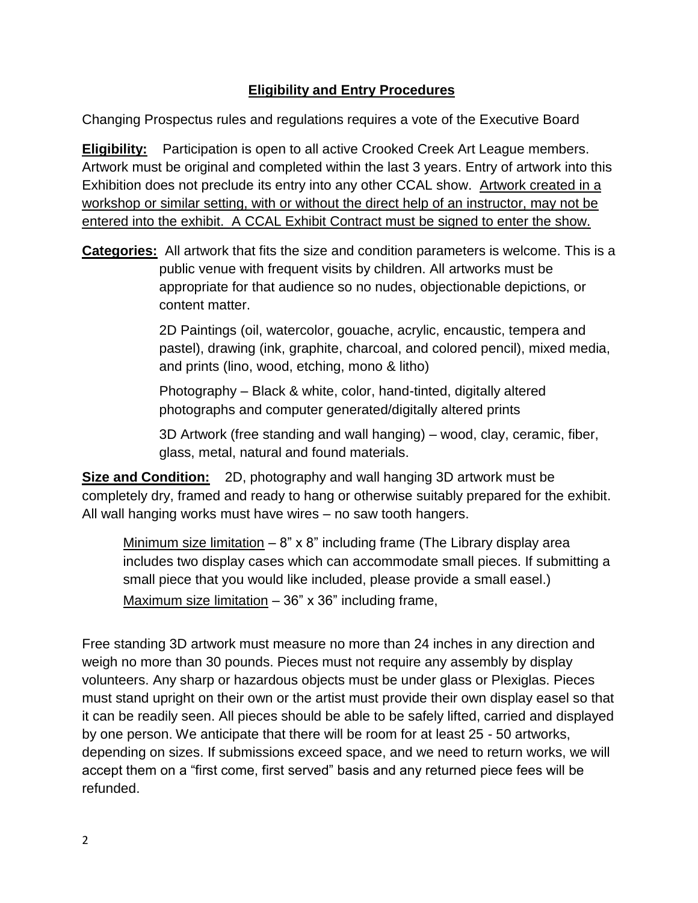## Eligibility and Entry Procedures

Changing Prospectus rules and regulations requires a vote of the Executive Board

**Eligibility:** Participation is open to all active Crooked Creek Art League members. Artwork must be original and completed within the last 3 years. Entry of artwork into this Exhibition does not preclude its entry into any other CCAL show. Artwork created in a workshop or similar setting, with or without the direct help of an instructor, may not be entered into the exhibit. A CCAL Exhibit Contract must be signed to enter the show.

**Categories:** All artwork that fits the size and condition parameters is welcome. This is a public venue with frequent visits by children. All artworks must be appropriate for that audience so no nudes, objectionable depictions, or content matter.

2D Paintings (oil, watercolor, gouache, acrylic, encaustic, tempera and pastel), drawing (ink, graphite, charcoal, and colored pencil), mixed media, and prints (lino, wood, etching, mono & litho)

Photography – Black & white, color, hand-tinted, digitally altered photographs and computer generated/digitally altered prints

3D Artwork (free standing and wall hanging) – wood, clay, ceramic, fiber, glass, metal, natural and found materials.

**Size and Condition:** 2D, photography and wall hanging 3D artwork must be completely dry, framed and ready to hang or otherwise suitably prepared for the exhibit. All wall hanging works must have wires – no saw tooth hangers.

Minimum size limitation – 8" x 8" including frame (The Library display area includes two display cases which can accommodate small pieces. If submitting a small piece that you would like included, please provide a small easel.)

Maximum size limitation – 36" x 36" including frame,

Free standing 3D artwork must measure no more than 24 inches in any direction and weigh no more than 30 pounds. Pieces must not require any assembly by display volunteers. Any sharp or hazardous objects must be under glass or Plexiglas. Pieces must stand upright on their own or the artist must provide their own display easel so that it can be readily seen. All pieces should be able to be safely lifted, carried and displayed by one person. We anticipate that there will be room for at least 25 - 50 artworks, depending on sizes. If submissions exceed space, and we need to return works, we will accept them on a "first come, first served" basis and any returned piece fees will be refunded.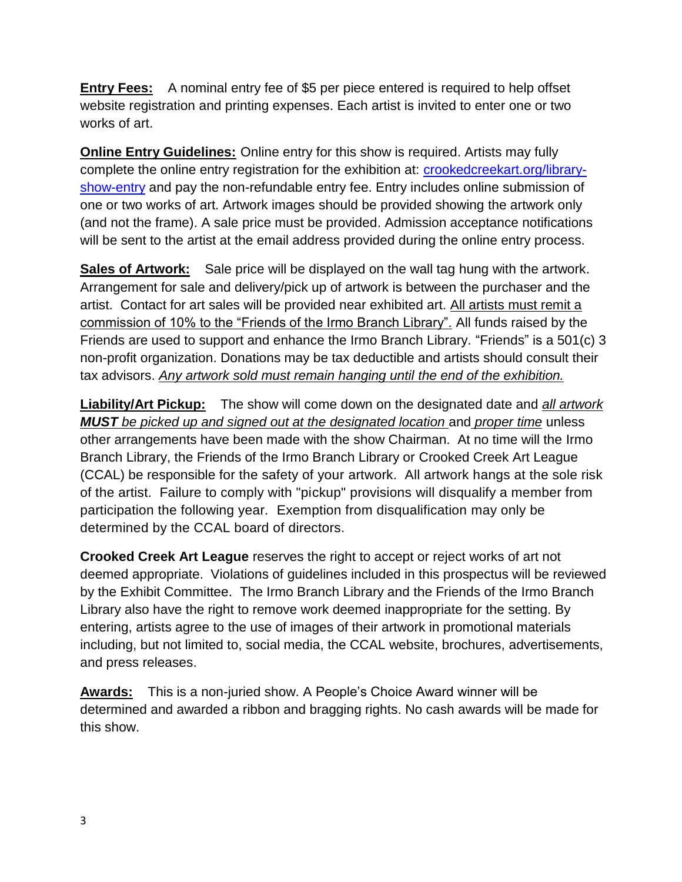**Entry Fees:** A nominal entry fee of $5 per piece entered is required to help offset website registration and printing expenses. Each artist is invited to enter one or two works of art.

**Online Entry Guidelines:** Online entry for this show is required. Artists may fully complete the online entry registration for the exhibition at: [crookedcreekart.org/library-show-entry](crookedcreekart.org/library-show-entry) and pay the non-refundable entry fee. Entry includes online submission of one or two works of art. Artwork images should be provided showing the artwork only (and not the frame). A sale price must be provided. Admission acceptance notifications will be sent to the artist at the email address provided during the online entry process.

**Sales of Artwork:** Sale price will be displayed on the wall tag hung with the artwork. Arrangement for sale and delivery/pick up of artwork is between the purchaser and the artist. Contact for art sales will be provided near exhibited art. All artists must remit a commission of 10% to the "Friends of the Irmo Branch Library". All funds raised by the Friends are used to support and enhance the Irmo Branch Library. "Friends" is a 501(c) 3 non-profit organization. Donations may be tax deductible and artists should consult their tax advisors. *Any artwork sold must remain hanging until the end of the exhibition.*

**Liability/Art Pickup:** The show will come down on the designated date and *all artwork **MUST** be picked up and signed out at the designated location* and *proper time* unless other arrangements have been made with the show Chairman. At no time will the Irmo Branch Library, the Friends of the Irmo Branch Library or Crooked Creek Art League (CCAL) be responsible for the safety of your artwork. All artwork hangs at the sole risk of the artist. Failure to comply with "pickup" provisions will disqualify a member from participation the following year. Exemption from disqualification may only be determined by the CCAL board of directors.

**Crooked Creek Art League** reserves the right to accept or reject works of art not deemed appropriate. Violations of guidelines included in this prospectus will be reviewed by the Exhibit Committee. The Irmo Branch Library and the Friends of the Irmo Branch Library also have the right to remove work deemed inappropriate for the setting. By entering, artists agree to the use of images of their artwork in promotional materials including, but not limited to, social media, the CCAL website, brochures, advertisements, and press releases.

**Awards:** This is a non-juried show. A People's Choice Award winner will be determined and awarded a ribbon and bragging rights. No cash awards will be made for this show.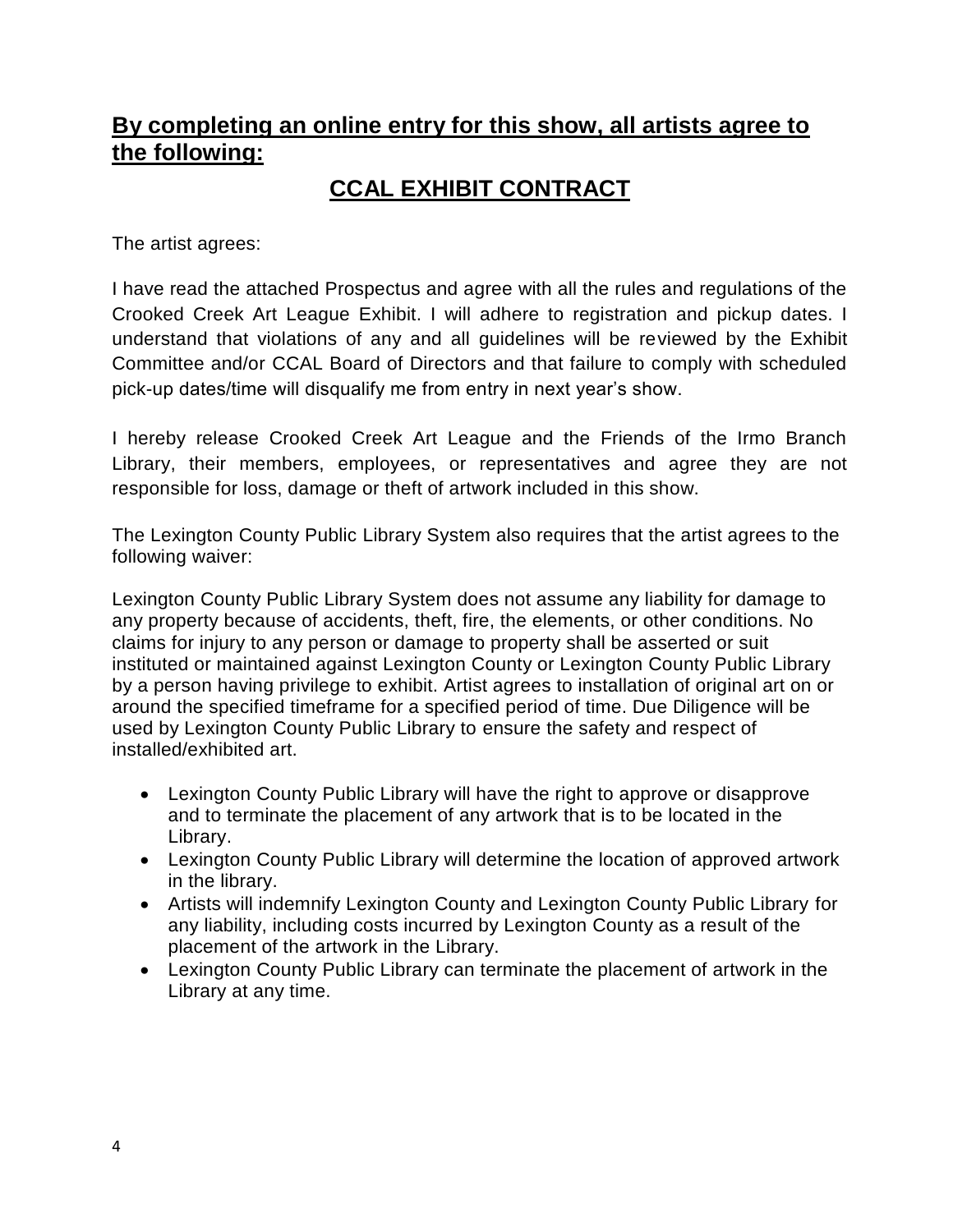## **By completing an online entry for this show, all artists agree to the following:**

## **CCAL EXHIBIT CONTRACT**

The artist agrees:

I have read the attached Prospectus and agree with all the rules and regulations of the Crooked Creek Art League Exhibit. I will adhere to registration and pickup dates. I understand that violations of any and all guidelines will be reviewed by the Exhibit Committee and/or CCAL Board of Directors and that failure to comply with scheduled pick-up dates/time will disqualify me from entry in next year's show.

I hereby release Crooked Creek Art League and the Friends of the Irmo Branch Library, their members, employees, or representatives and agree they are not responsible for loss, damage or theft of artwork included in this show.

The Lexington County Public Library System also requires that the artist agrees to the following waiver:

Lexington County Public Library System does not assume any liability for damage to any property because of accidents, theft, fire, the elements, or other conditions. No claims for injury to any person or damage to property shall be asserted or suit instituted or maintained against Lexington County or Lexington County Public Library by a person having privilege to exhibit. Artist agrees to installation of original art on or around the specified timeframe for a specified period of time. Due Diligence will be used by Lexington County Public Library to ensure the safety and respect of installed/exhibited art.

- Lexington County Public Library will have the right to approve or disapprove and to terminate the placement of any artwork that is to be located in the Library.
- Lexington County Public Library will determine the location of approved artwork in the library.
- Artists will indemnify Lexington County and Lexington County Public Library for any liability, including costs incurred by Lexington County as a result of the placement of the artwork in the Library.
- Lexington County Public Library can terminate the placement of artwork in the Library at any time.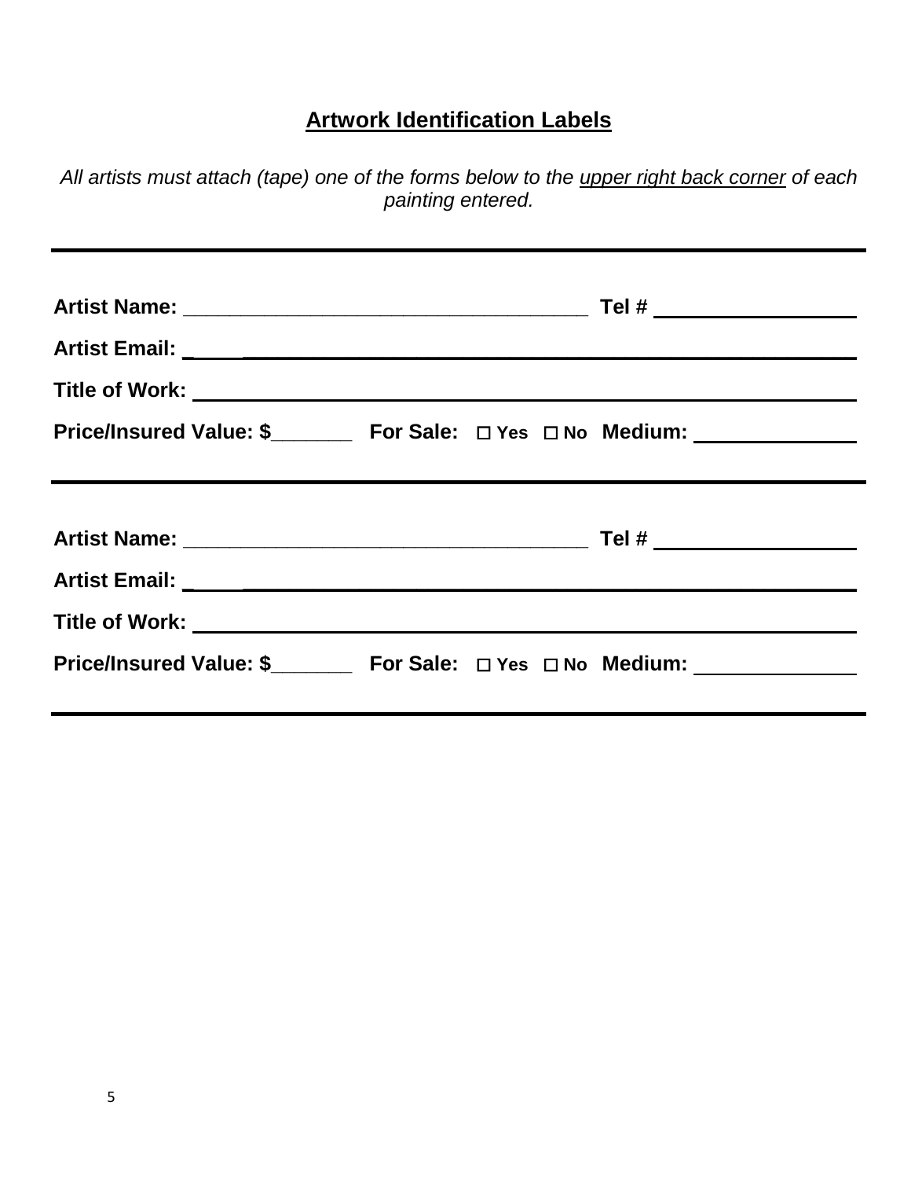## Artwork Identification Labels

*All artists must attach (tape) one of the forms below to the upper right back corner of each painting entered.*

---

**Artist Name:** ___________________________________ **Tel #** __________________

**Artist Email:** ____________________________________________________________

**Title of Work:** ___________________________________________________________

**Price/Insured Value: $**_______ **For Sale:** ☐ **Yes** ☐ **No** **Medium:** ______________

---

**Artist Name:** ___________________________________ **Tel #** __________________

**Artist Email:** ____________________________________________________________

**Title of Work:** ___________________________________________________________

**Price/Insured Value: $**_______ **For Sale:** ☐ **Yes** ☐ **No** **Medium:** ______________

---